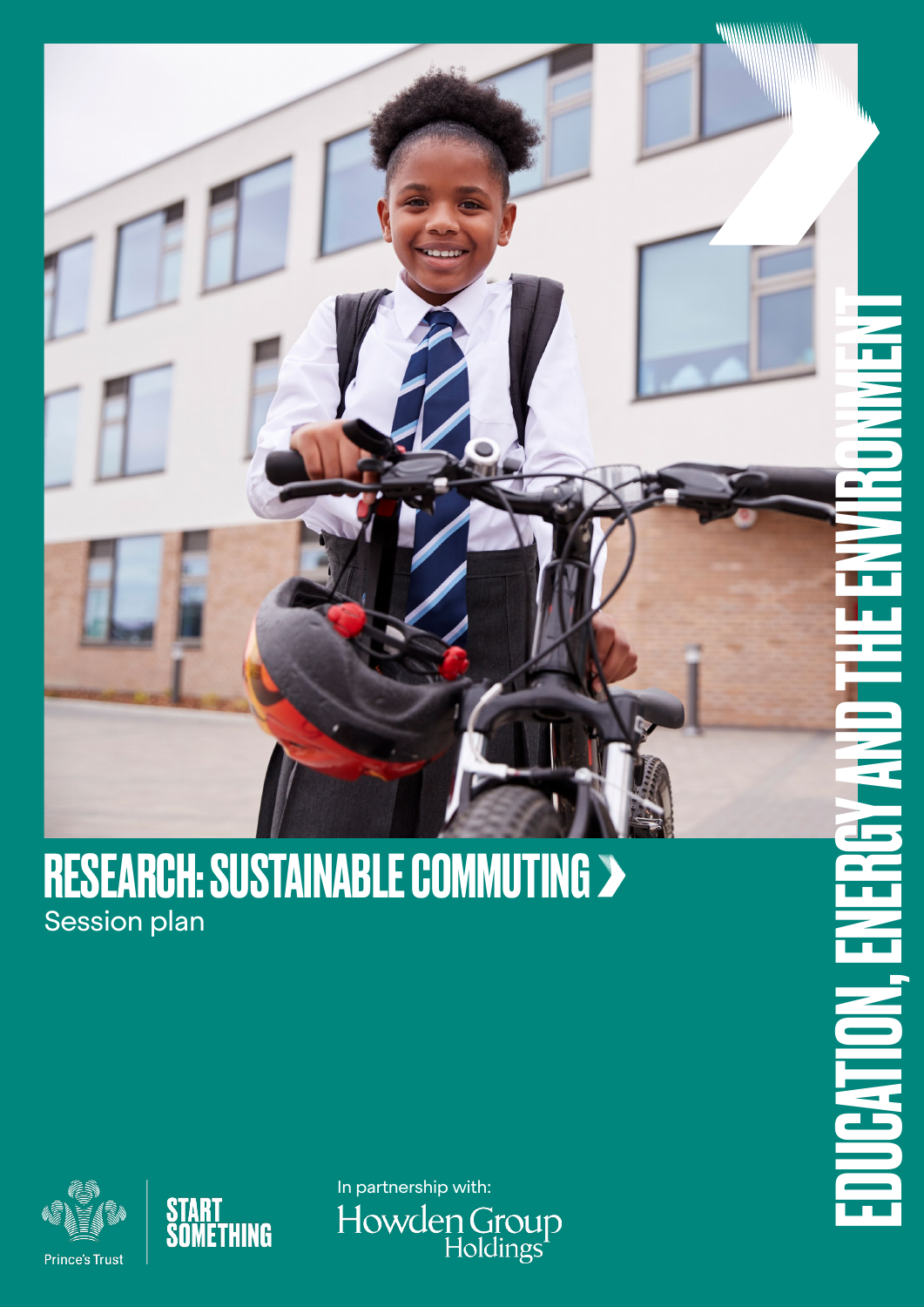# RESEARCH: SUSTAINABLE COMMUTING

Session plan

EDUCATION, ENERGY AND THE ENVIRONMENT

Prince's Trust

START SOMETHING

In partnership with:

Howden Group Holdings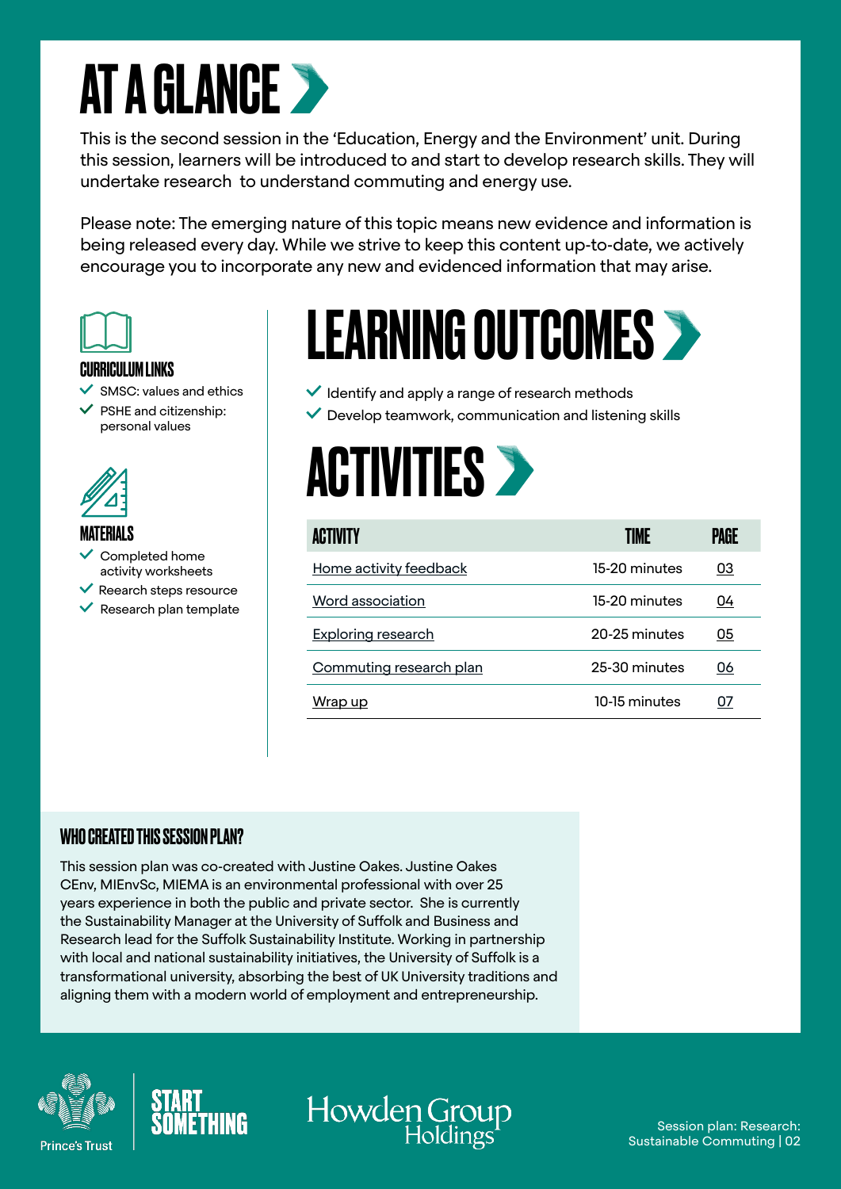# AT A GLANCE

This is the second session in the 'Education, Energy and the Environment' unit. During this session, learners will be introduced to and start to develop research skills. They will undertake research to understand commuting and energy use.

Please note: The emerging nature of this topic means new evidence and information is being released every day. While we strive to keep this content up-to-date, we actively encourage you to incorporate any new and evidenced information that may arise.

### CURRICULUM LINKS

- SMSC: values and ethics
- PSHE and citizenship: personal values

### MATERIALS

- Completed home activity worksheets
- Reearch steps resource
- Research plan template

## LEARNING OUTCOMES

- Identify and apply a range of research methods
- Develop teamwork, communication and listening skills

## ACTIVITIES

| ACTIVITY | TIME | PAGE |
|---|---|---|
| Home activity feedback | 15-20 minutes | 03 |
| Word association | 15-20 minutes | 04 |
| Exploring research | 20-25 minutes | 05 |
| Commuting research plan | 25-30 minutes | 06 |
| Wrap up | 10-15 minutes | 07 |

### WHO CREATED THIS SESSION PLAN?

This session plan was co-created with Justine Oakes. Justine Oakes CEnv, MIEnvSc, MIEMA is an environmental professional with over 25 years experience in both the public and private sector. She is currently the Sustainability Manager at the University of Suffolk and Business and Research lead for the Suffolk Sustainability Institute. Working in partnership with local and national sustainability initiatives, the University of Suffolk is a transformational university, absorbing the best of UK University traditions and aligning them with a modern world of employment and entrepreneurship.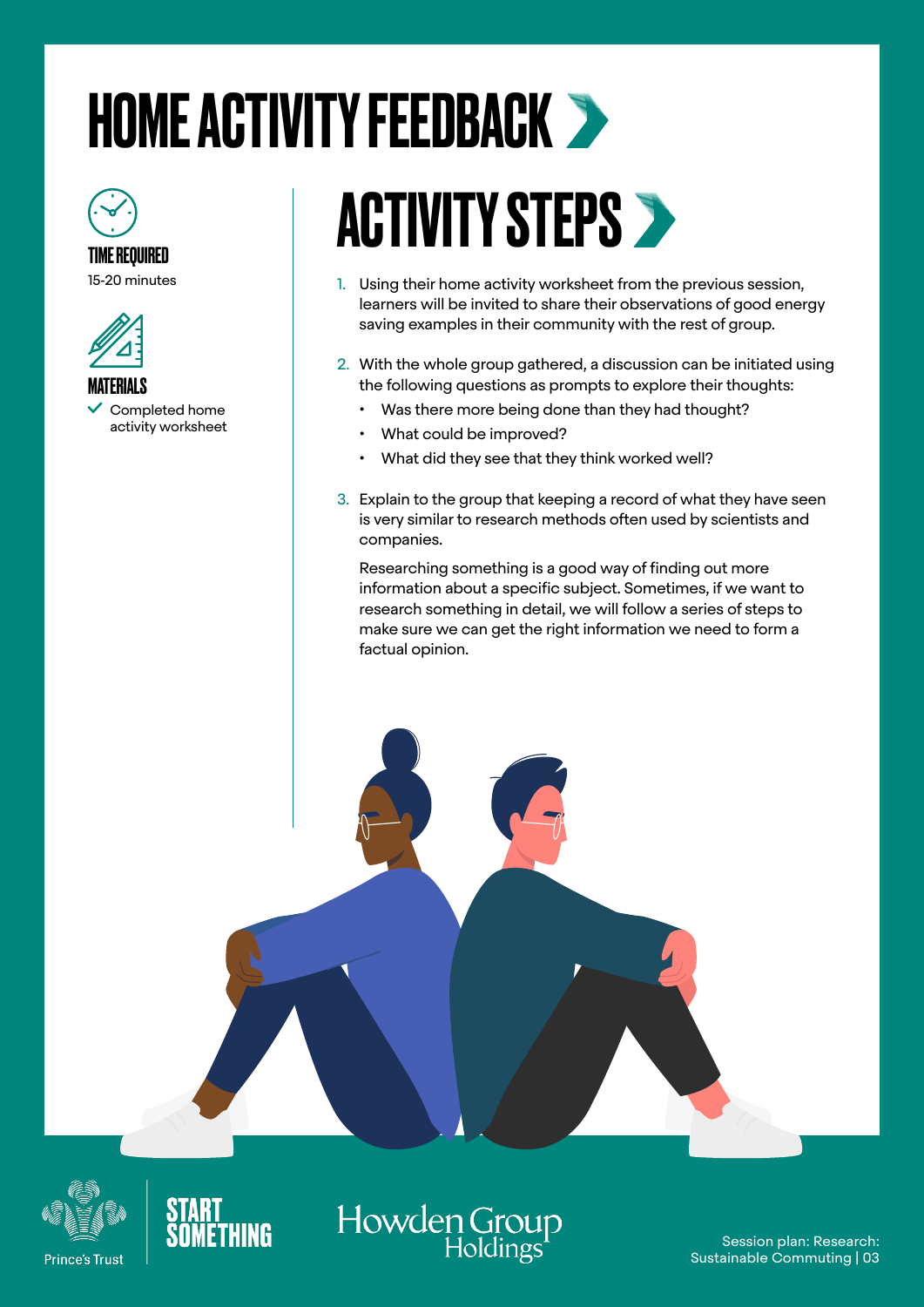# HOME ACTIVITY FEEDBACK

**TIME REQUIRED**

15-20 minutes

**MATERIALS**

- ✓ Completed home activity worksheet

## ACTIVITY STEPS

1. Using their home activity worksheet from the previous session, learners will be invited to share their observations of good energy saving examples in their community with the rest of group.

2. With the whole group gathered, a discussion can be initiated using the following questions as prompts to explore their thoughts:
   - Was there more being done than they had thought?
   - What could be improved?
   - What did they see that they think worked well?

3. Explain to the group that keeping a record of what they have seen is very similar to research methods often used by scientists and companies.

   Researching something is a good way of finding out more information about a specific subject. Sometimes, if we want to research something in detail, we will follow a series of steps to make sure we can get the right information we need to form a factual opinion.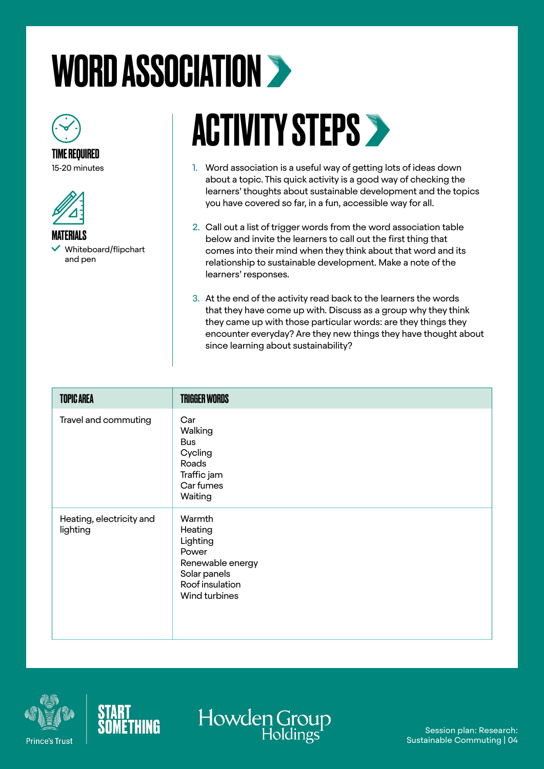# WORD ASSOCIATION

**TIME REQUIRED**
15-20 minutes

**MATERIALS**
- Whiteboard/flipchart and pen

## ACTIVITY STEPS

1. Word association is a useful way of getting lots of ideas down about a topic. This quick activity is a good way of checking the learners' thoughts about sustainable development and the topics you have covered so far, in a fun, accessible way for all.
2. Call out a list of trigger words from the word association table below and invite the learners to call out the first thing that comes into their mind when they think about that word and its relationship to sustainable development. Make a note of the learners' responses.
3. At the end of the activity read back to the learners the words that they have come up with. Discuss as a group why they think they came up with those particular words: are they things they encounter everyday? Are they new things they have thought about since learning about sustainability?

| TOPIC AREA | TRIGGER WORDS |
|---|---|
| Travel and commuting | Car<br>Walking<br>Bus<br>Cycling<br>Roads<br>Traffic jam<br>Car fumes<br>Waiting |
| Heating, electricity and lighting | Warmth<br>Heating<br>Lighting<br>Power<br>Renewable energy<br>Solar panels<br>Roof insulation<br>Wind turbines |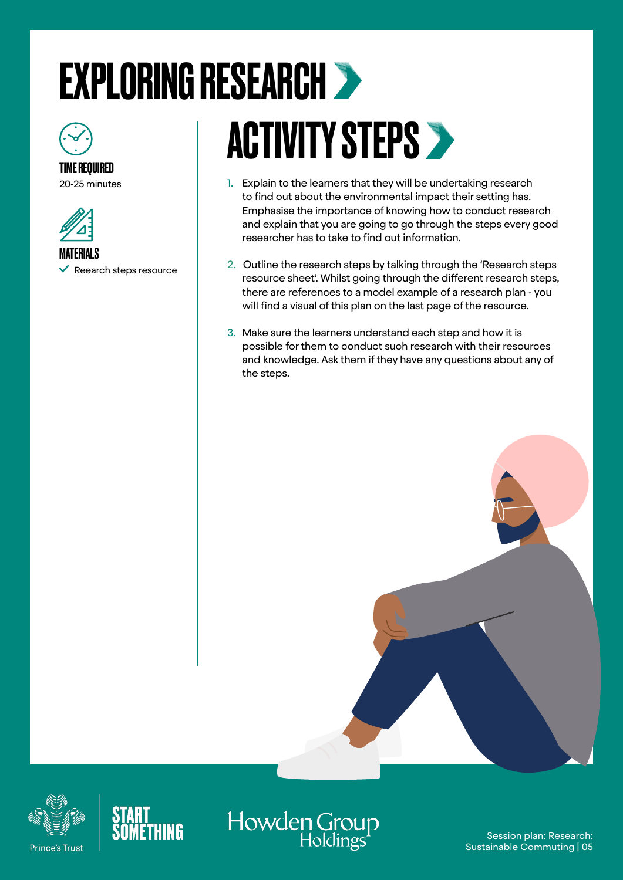# EXPLORING RESEARCH

**TIME REQUIRED**
20-25 minutes

**MATERIALS**
- Reearch steps resource

## ACTIVITY STEPS

1. Explain to the learners that they will be undertaking research to find out about the environmental impact their setting has. Emphasise the importance of knowing how to conduct research and explain that you are going to go through the steps every good researcher has to take to find out information.
2. Outline the research steps by talking through the 'Research steps resource sheet'. Whilst going through the different research steps, there are references to a model example of a research plan - you will find a visual of this plan on the last page of the resource.
3. Make sure the learners understand each step and how it is possible for them to conduct such research with their resources and knowledge. Ask them if they have any questions about any of the steps.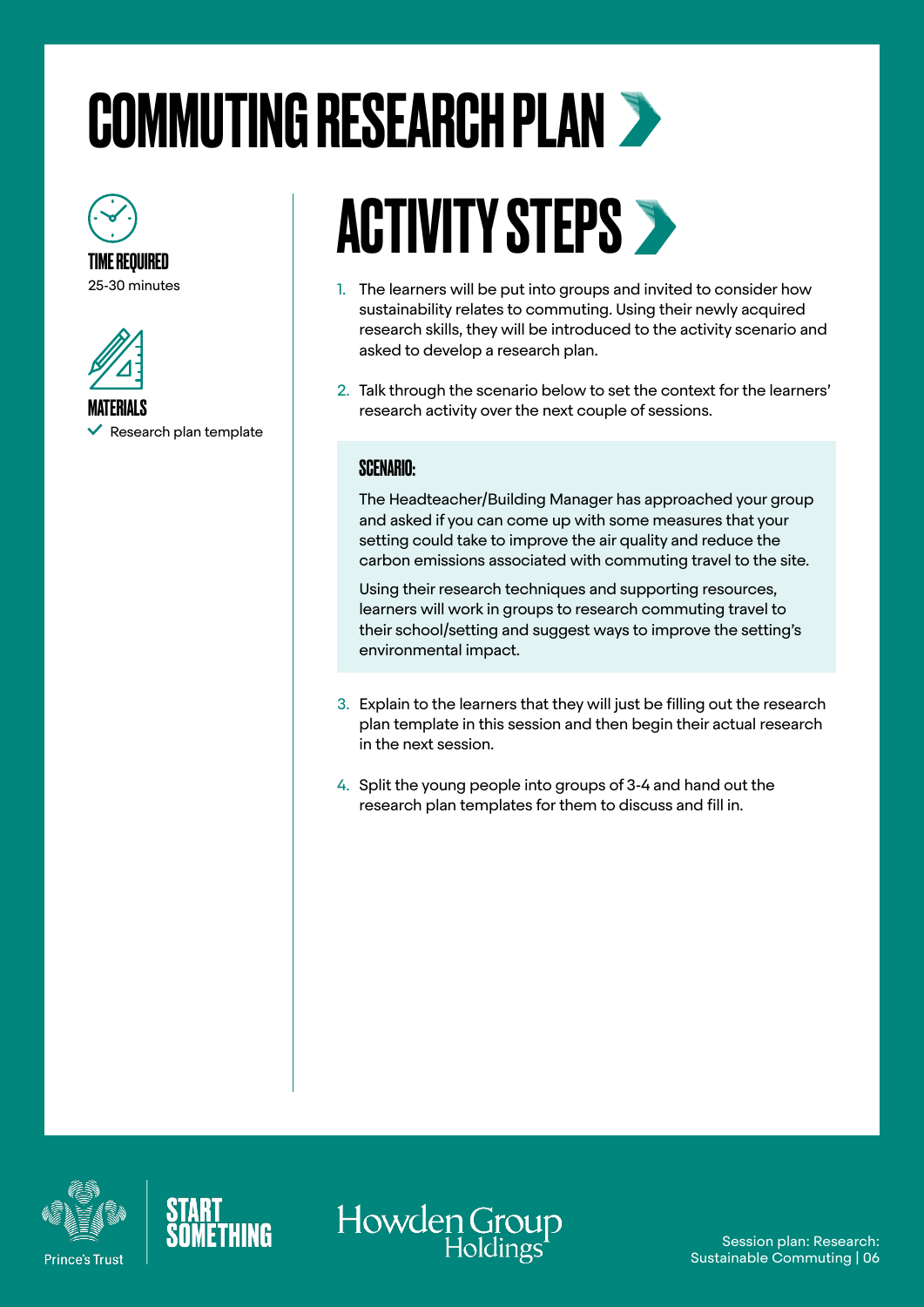# COMMUTING RESEARCH PLAN

**TIME REQUIRED**

25-30 minutes

**MATERIALS**

- ✓ Research plan template

## ACTIVITY STEPS

1. The learners will be put into groups and invited to consider how sustainability relates to commuting. Using their newly acquired research skills, they will be introduced to the activity scenario and asked to develop a research plan.
2. Talk through the scenario below to set the context for the learners' research activity over the next couple of sessions.

### SCENARIO:

The Headteacher/Building Manager has approached your group and asked if you can come up with some measures that your setting could take to improve the air quality and reduce the carbon emissions associated with commuting travel to the site.

Using their research techniques and supporting resources, learners will work in groups to research commuting travel to their school/setting and suggest ways to improve the setting's environmental impact.

3. Explain to the learners that they will just be filling out the research plan template in this session and then begin their actual research in the next session.
4. Split the young people into groups of 3-4 and hand out the research plan templates for them to discuss and fill in.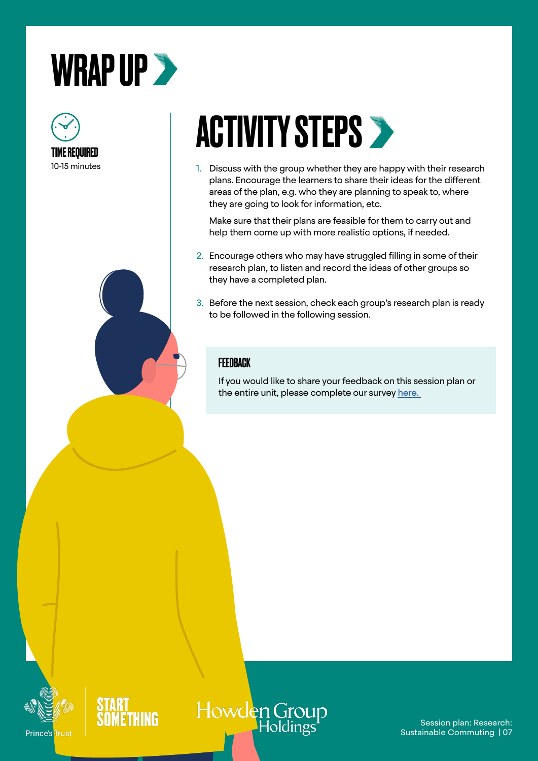# WRAP UP

**TIME REQUIRED**
10-15 minutes

## ACTIVITY STEPS

1. Discuss with the group whether they are happy with their research plans. Encourage the learners to share their ideas for the different areas of the plan, e.g. who they are planning to speak to, where they are going to look for information, etc.

   Make sure that their plans are feasible for them to carry out and help them come up with more realistic options, if needed.

2. Encourage others who may have struggled filling in some of their research plan, to listen and record the ideas of other groups so they have a completed plan.

3. Before the next session, check each group's research plan is ready to be followed in the following session.

### FEEDBACK

If you would like to share your feedback on this session plan or the entire unit, please complete our survey here.